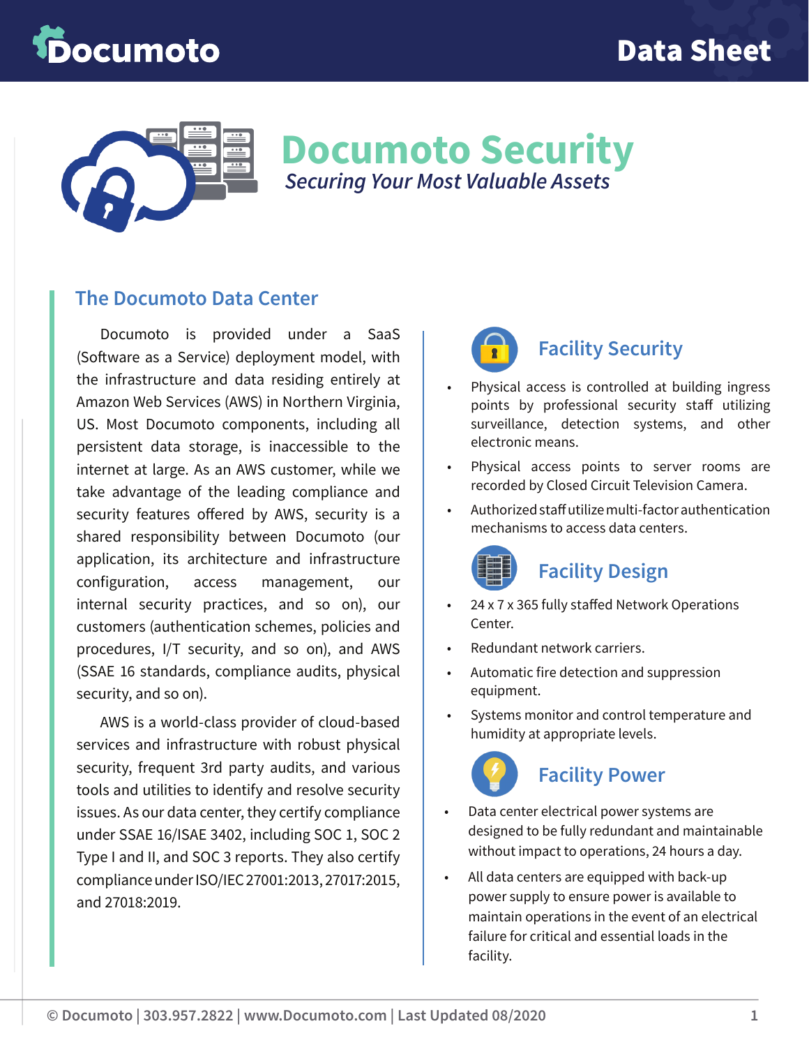# Documoto Security

*Securing Your Most Valuable Assets*

## The Documoto Data Center

Documoto is provided under a SaaS (Software as a Service) deployment model, with the infrastructure and data residing entirely at Amazon Web Services (AWS) in Northern Virginia, US. Most Documoto components, including all persistent data storage, is inaccessible to the internet at large. As an AWS customer, while we take advantage of the leading compliance and security features offered by AWS, security is a shared responsibility between Documoto (our application, its architecture and infrastructure configuration, access management, our internal security practices, and so on), our customers (authentication schemes, policies and procedures, I/T security, and so on), and AWS (SSAE 16 standards, compliance audits, physical security, and so on).

AWS is a world-class provider of cloud-based services and infrastructure with robust physical security, frequent 3rd party audits, and various tools and utilities to identify and resolve security issues. As our data center, they certify compliance under SSAE 16/ISAE 3402, including SOC 1, SOC 2 Type I and II, and SOC 3 reports. They also certify compliance under ISO/IEC 27001:2013, 27017:2015, and 27018:2019.

### Facility Security

- Physical access is controlled at building ingress points by professional security staff utilizing surveillance, detection systems, and other electronic means.
- Physical access points to server rooms are recorded by Closed Circuit Television Camera.
- Authorized staff utilize multi-factor authentication mechanisms to access data centers.

### Facility Design

- 24 x 7 x 365 fully staffed Network Operations Center.
- Redundant network carriers.
- Automatic fire detection and suppression equipment.
- Systems monitor and control temperature and humidity at appropriate levels.

### Facility Power

- Data center electrical power systems are designed to be fully redundant and maintainable without impact to operations, 24 hours a day.
- All data centers are equipped with back-up power supply to ensure power is available to maintain operations in the event of an electrical failure for critical and essential loads in the facility.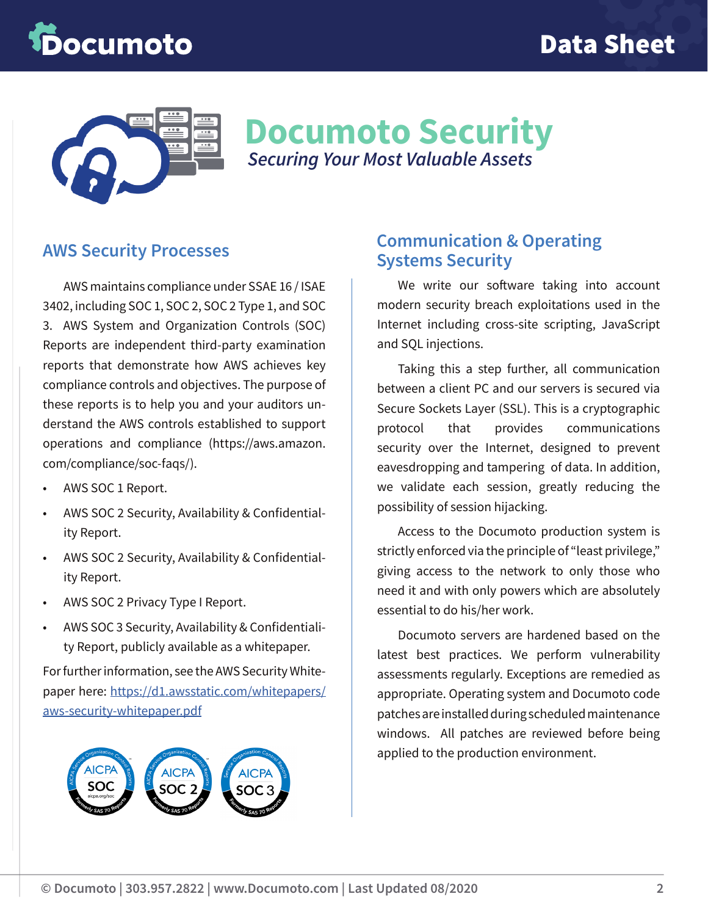# Documoto Security

*Securing Your Most Valuable Assets*

## AWS Security Processes

AWS maintains compliance under SSAE 16 / ISAE 3402, including SOC 1, SOC 2, SOC 2 Type 1, and SOC 3. AWS System and Organization Controls (SOC) Reports are independent third-party examination reports that demonstrate how AWS achieves key compliance controls and objectives. The purpose of these reports is to help you and your auditors understand the AWS controls established to support operations and compliance (https://aws.amazon.com/compliance/soc-faqs/).

- AWS SOC 1 Report.
- AWS SOC 2 Security, Availability & Confidentiality Report.
- AWS SOC 2 Security, Availability & Confidentiality Report.
- AWS SOC 2 Privacy Type I Report.
- AWS SOC 3 Security, Availability & Confidentiality Report, publicly available as a whitepaper.

For further information, see the AWS Security Whitepaper here: [https://d1.awsstatic.com/whitepapers/aws-security-whitepaper.pdf](https://d1.awsstatic.com/whitepapers/aws-security-whitepaper.pdf)

## Communication & Operating Systems Security

We write our software taking into account modern security breach exploitations used in the Internet including cross-site scripting, JavaScript and SQL injections.

Taking this a step further, all communication between a client PC and our servers is secured via Secure Sockets Layer (SSL). This is a cryptographic protocol that provides communications security over the Internet, designed to prevent eavesdropping and tampering of data. In addition, we validate each session, greatly reducing the possibility of session hijacking.

Access to the Documoto production system is strictly enforced via the principle of "least privilege," giving access to the network to only those who need it and with only powers which are absolutely essential to do his/her work.

Documoto servers are hardened based on the latest best practices. We perform vulnerability assessments regularly. Exceptions are remedied as appropriate. Operating system and Documoto code patches are installed during scheduled maintenance windows. All patches are reviewed before being applied to the production environment.

© Documoto | 303.957.2822 | www.Documoto.com | Last Updated 08/2020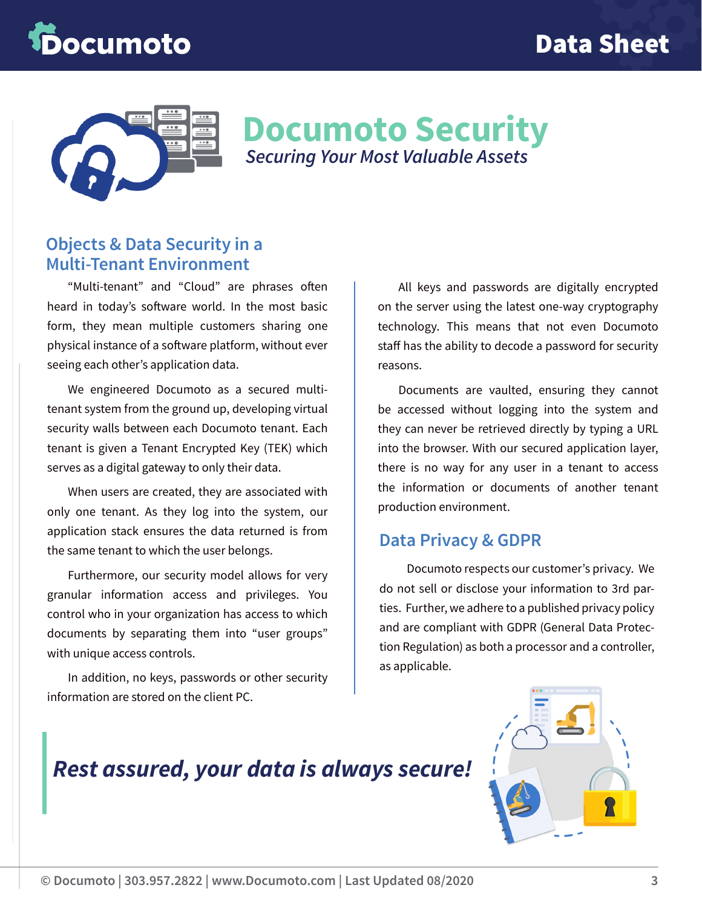# Documoto Security

*Securing Your Most Valuable Assets*

## Objects & Data Security in a Multi-Tenant Environment

"Multi-tenant" and "Cloud" are phrases often heard in today's software world. In the most basic form, they mean multiple customers sharing one physical instance of a software platform, without ever seeing each other's application data.

We engineered Documoto as a secured multi-tenant system from the ground up, developing virtual security walls between each Documoto tenant. Each tenant is given a Tenant Encrypted Key (TEK) which serves as a digital gateway to only their data.

When users are created, they are associated with only one tenant. As they log into the system, our application stack ensures the data returned is from the same tenant to which the user belongs.

Furthermore, our security model allows for very granular information access and privileges. You control who in your organization has access to which documents by separating them into "user groups" with unique access controls.

In addition, no keys, passwords or other security information are stored on the client PC.

All keys and passwords are digitally encrypted on the server using the latest one-way cryptography technology. This means that not even Documoto staff has the ability to decode a password for security reasons.

Documents are vaulted, ensuring they cannot be accessed without logging into the system and they can never be retrieved directly by typing a URL into the browser. With our secured application layer, there is no way for any user in a tenant to access the information or documents of another tenant production environment.

## Data Privacy & GDPR

Documoto respects our customer's privacy. We do not sell or disclose your information to 3rd parties. Further, we adhere to a published privacy policy and are compliant with GDPR (General Data Protection Regulation) as both a processor and a controller, as applicable.

***Rest assured, your data is always secure!***